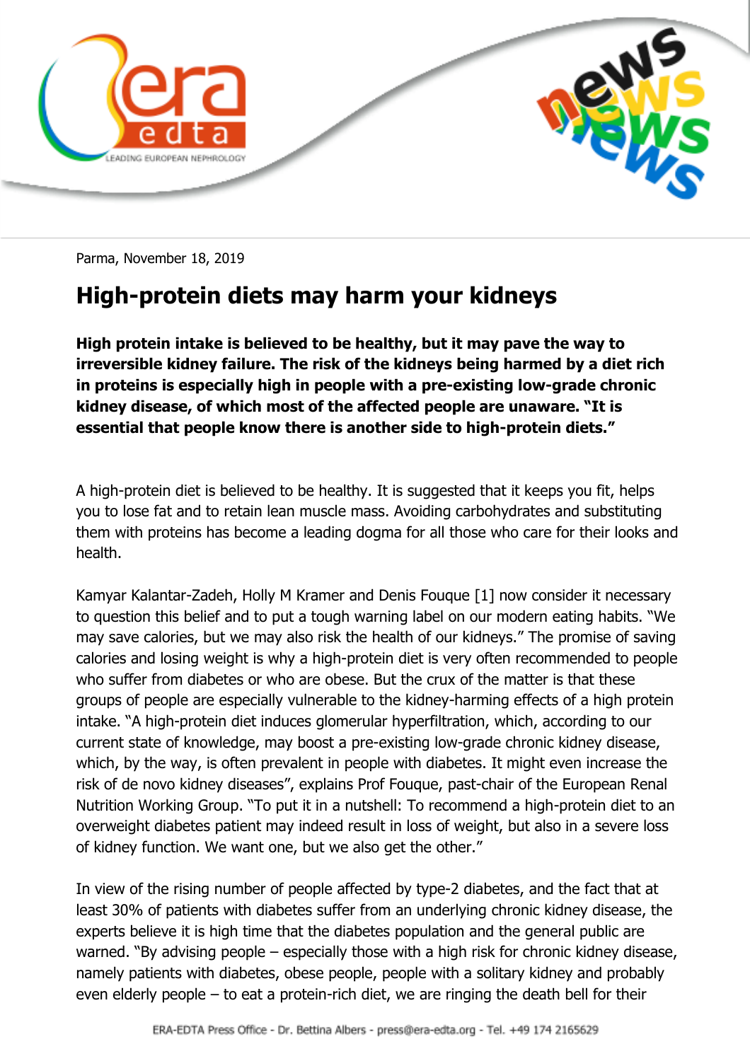Parma, November 18, 2019

# High-protein diets may harm your kidneys

**High protein intake is believed to be healthy, but it may pave the way to irreversible kidney failure. The risk of the kidneys being harmed by a diet rich in proteins is especially high in people with a pre-existing low-grade chronic kidney disease, of which most of the affected people are unaware. "It is essential that people know there is another side to high-protein diets."**

A high-protein diet is believed to be healthy. It is suggested that it keeps you fit, helps you to lose fat and to retain lean muscle mass. Avoiding carbohydrates and substituting them with proteins has become a leading dogma for all those who care for their looks and health.

Kamyar Kalantar-Zadeh, Holly M Kramer and Denis Fouque [1] now consider it necessary to question this belief and to put a tough warning label on our modern eating habits. "We may save calories, but we may also risk the health of our kidneys." The promise of saving calories and losing weight is why a high-protein diet is very often recommended to people who suffer from diabetes or who are obese. But the crux of the matter is that these groups of people are especially vulnerable to the kidney-harming effects of a high protein intake. "A high-protein diet induces glomerular hyperfiltration, which, according to our current state of knowledge, may boost a pre-existing low-grade chronic kidney disease, which, by the way, is often prevalent in people with diabetes. It might even increase the risk of de novo kidney diseases", explains Prof Fouque, past-chair of the European Renal Nutrition Working Group. "To put it in a nutshell: To recommend a high-protein diet to an overweight diabetes patient may indeed result in loss of weight, but also in a severe loss of kidney function. We want one, but we also get the other."

In view of the rising number of people affected by type-2 diabetes, and the fact that at least 30% of patients with diabetes suffer from an underlying chronic kidney disease, the experts believe it is high time that the diabetes population and the general public are warned. "By advising people – especially those with a high risk for chronic kidney disease, namely patients with diabetes, obese people, people with a solitary kidney and probably even elderly people – to eat a protein-rich diet, we are ringing the death bell for their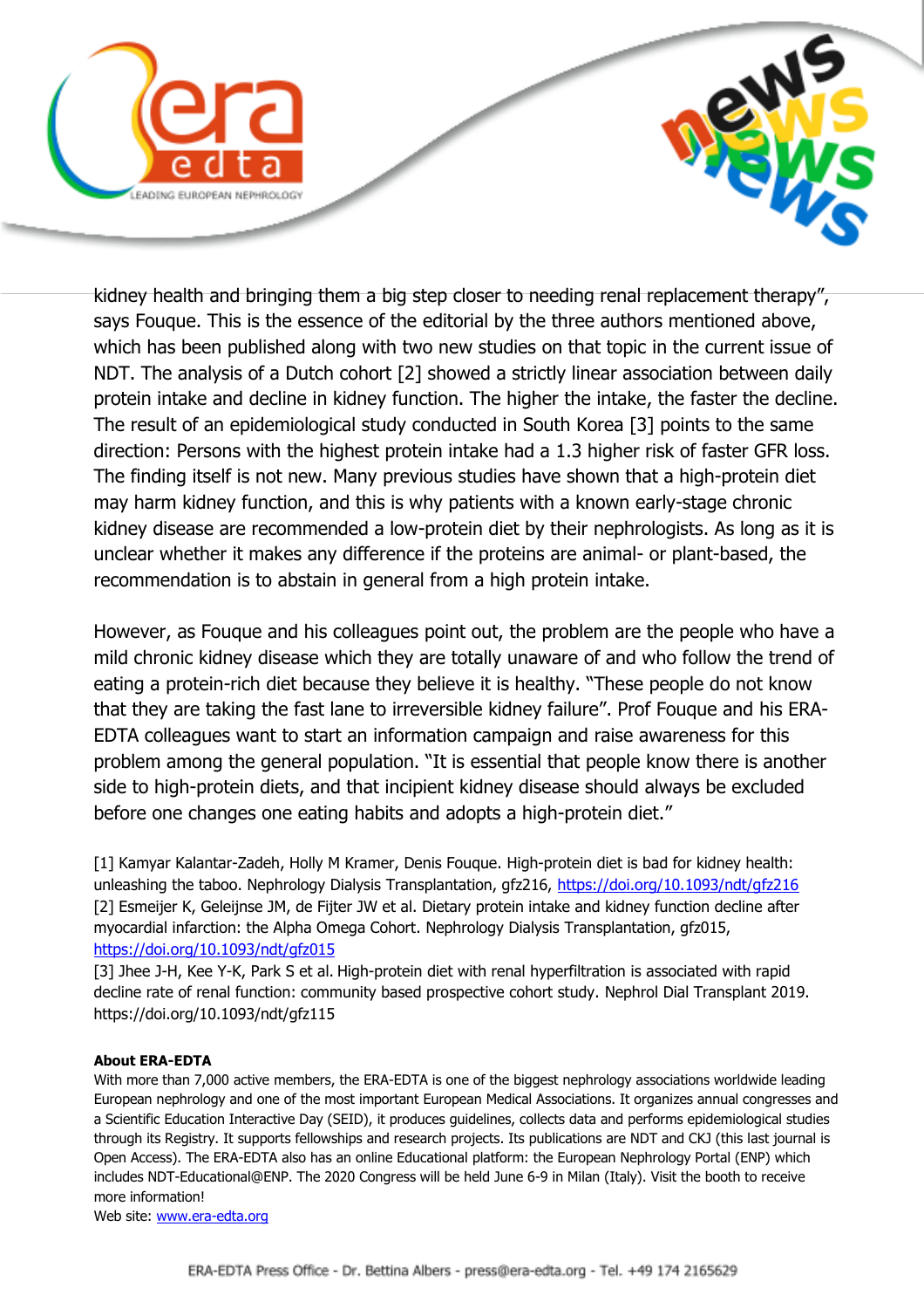kidney health and bringing them a big step closer to needing renal replacement therapy", says Fouque. This is the essence of the editorial by the three authors mentioned above, which has been published along with two new studies on that topic in the current issue of NDT. The analysis of a Dutch cohort [2] showed a strictly linear association between daily protein intake and decline in kidney function. The higher the intake, the faster the decline. The result of an epidemiological study conducted in South Korea [3] points to the same direction: Persons with the highest protein intake had a 1.3 higher risk of faster GFR loss. The finding itself is not new. Many previous studies have shown that a high-protein diet may harm kidney function, and this is why patients with a known early-stage chronic kidney disease are recommended a low-protein diet by their nephrologists. As long as it is unclear whether it makes any difference if the proteins are animal- or plant-based, the recommendation is to abstain in general from a high protein intake.

However, as Fouque and his colleagues point out, the problem are the people who have a mild chronic kidney disease which they are totally unaware of and who follow the trend of eating a protein-rich diet because they believe it is healthy. "These people do not know that they are taking the fast lane to irreversible kidney failure". Prof Fouque and his ERA-EDTA colleagues want to start an information campaign and raise awareness for this problem among the general population. "It is essential that people know there is another side to high-protein diets, and that incipient kidney disease should always be excluded before one changes one eating habits and adopts a high-protein diet."

[1] Kamyar Kalantar-Zadeh, Holly M Kramer, Denis Fouque. High-protein diet is bad for kidney health: unleashing the taboo. Nephrology Dialysis Transplantation, gfz216, https://doi.org/10.1093/ndt/gfz216
[2] Esmeijer K, Geleijnse JM, de Fijter JW et al. Dietary protein intake and kidney function decline after myocardial infarction: the Alpha Omega Cohort. Nephrology Dialysis Transplantation, gfz015, https://doi.org/10.1093/ndt/gfz015
[3] Jhee J-H, Kee Y-K, Park S et al. High-protein diet with renal hyperfiltration is associated with rapid decline rate of renal function: community based prospective cohort study. Nephrol Dial Transplant 2019. https://doi.org/10.1093/ndt/gfz115

**About ERA-EDTA**

With more than 7,000 active members, the ERA-EDTA is one of the biggest nephrology associations worldwide leading European nephrology and one of the most important European Medical Associations. It organizes annual congresses and a Scientific Education Interactive Day (SEID), it produces guidelines, collects data and performs epidemiological studies through its Registry. It supports fellowships and research projects. Its publications are NDT and CKJ (this last journal is Open Access). The ERA-EDTA also has an online Educational platform: the European Nephrology Portal (ENP) which includes NDT-Educational@ENP. The 2020 Congress will be held June 6-9 in Milan (Italy). Visit the booth to receive more information!
Web site: www.era-edta.org